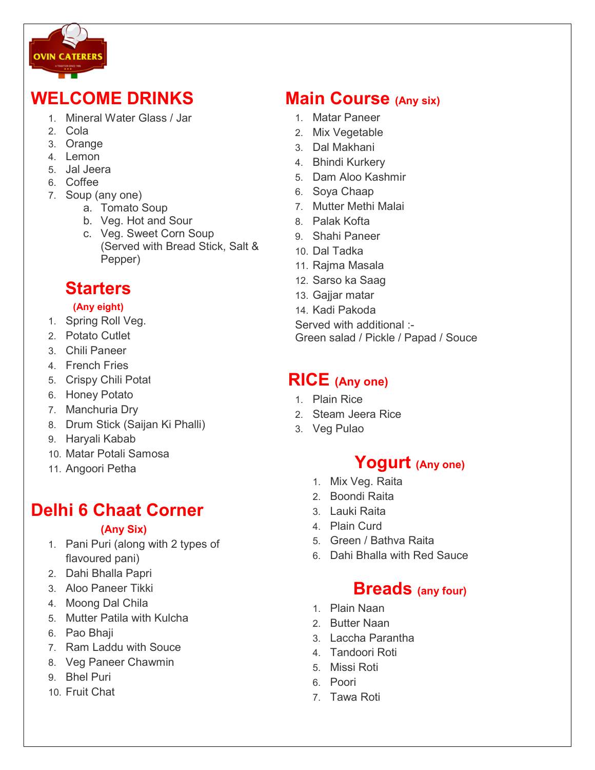OVIN CATERERS

A TRADITION SINCE 1986

# WELCOME DRINKS

1. Mineral Water Glass / Jar
2. Cola
3. Orange
4. Lemon
5. Jal Jeera
6. Coffee
7. Soup (any one)
    a. Tomato Soup
    b. Veg. Hot and Sour
    c. Veg. Sweet Corn Soup (Served with Bread Stick, Salt & Pepper)

## Starters

**(Any eight)**

1. Spring Roll Veg.
2. Potato Cutlet
3. Chili Paneer
4. French Fries
5. Crispy Chili Potat
6. Honey Potato
7. Manchuria Dry
8. Drum Stick (Saijan Ki Phalli)
9. Haryali Kabab
10. Matar Potali Samosa
11. Angoori Petha

# Delhi 6 Chaat Corner

**(Any Six)**

1. Pani Puri (along with 2 types of flavoured pani)
2. Dahi Bhalla Papri
3. Aloo Paneer Tikki
4. Moong Dal Chila
5. Mutter Patila with Kulcha
6. Pao Bhaji
7. Ram Laddu with Souce
8. Veg Paneer Chawmin
9. Bhel Puri
10. Fruit Chat

# Main Course (Any six)

1. Matar Paneer
2. Mix Vegetable
3. Dal Makhani
4. Bhindi Kurkery
5. Dam Aloo Kashmir
6. Soya Chaap
7. Mutter Methi Malai
8. Palak Kofta
9. Shahi Paneer
10. Dal Tadka
11. Rajma Masala
12. Sarso ka Saag
13. Gajjar matar
14. Kadi Pakoda

Served with additional :-
Green salad / Pickle / Papad / Souce

# RICE (Any one)

1. Plain Rice
2. Steam Jeera Rice
3. Veg Pulao

## Yogurt (Any one)

1. Mix Veg. Raita
2. Boondi Raita
3. Lauki Raita
4. Plain Curd
5. Green / Bathva Raita
6. Dahi Bhalla with Red Sauce

## Breads (any four)

1. Plain Naan
2. Butter Naan
3. Laccha Parantha
4. Tandoori Roti
5. Missi Roti
6. Poori
7. Tawa Roti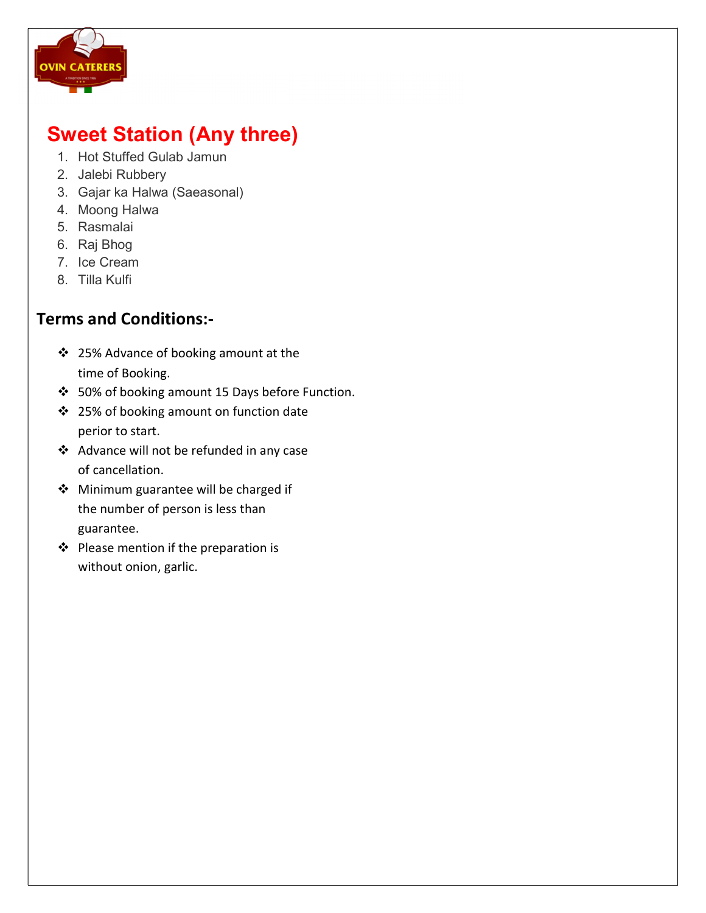## Sweet Station (Any three)

1. Hot Stuffed Gulab Jamun
2. Jalebi Rubbery
3. Gajar ka Halwa (Saeasonal)
4. Moong Halwa
5. Rasmalai
6. Raj Bhog
7. Ice Cream
8. Tilla Kulfi

### Terms and Conditions:-

- 25% Advance of booking amount at the time of Booking.
- 50% of booking amount 15 Days before Function.
- 25% of booking amount on function date perior to start.
- Advance will not be refunded in any case of cancellation.
- Minimum guarantee will be charged if the number of person is less than guarantee.
- Please mention if the preparation is without onion, garlic.